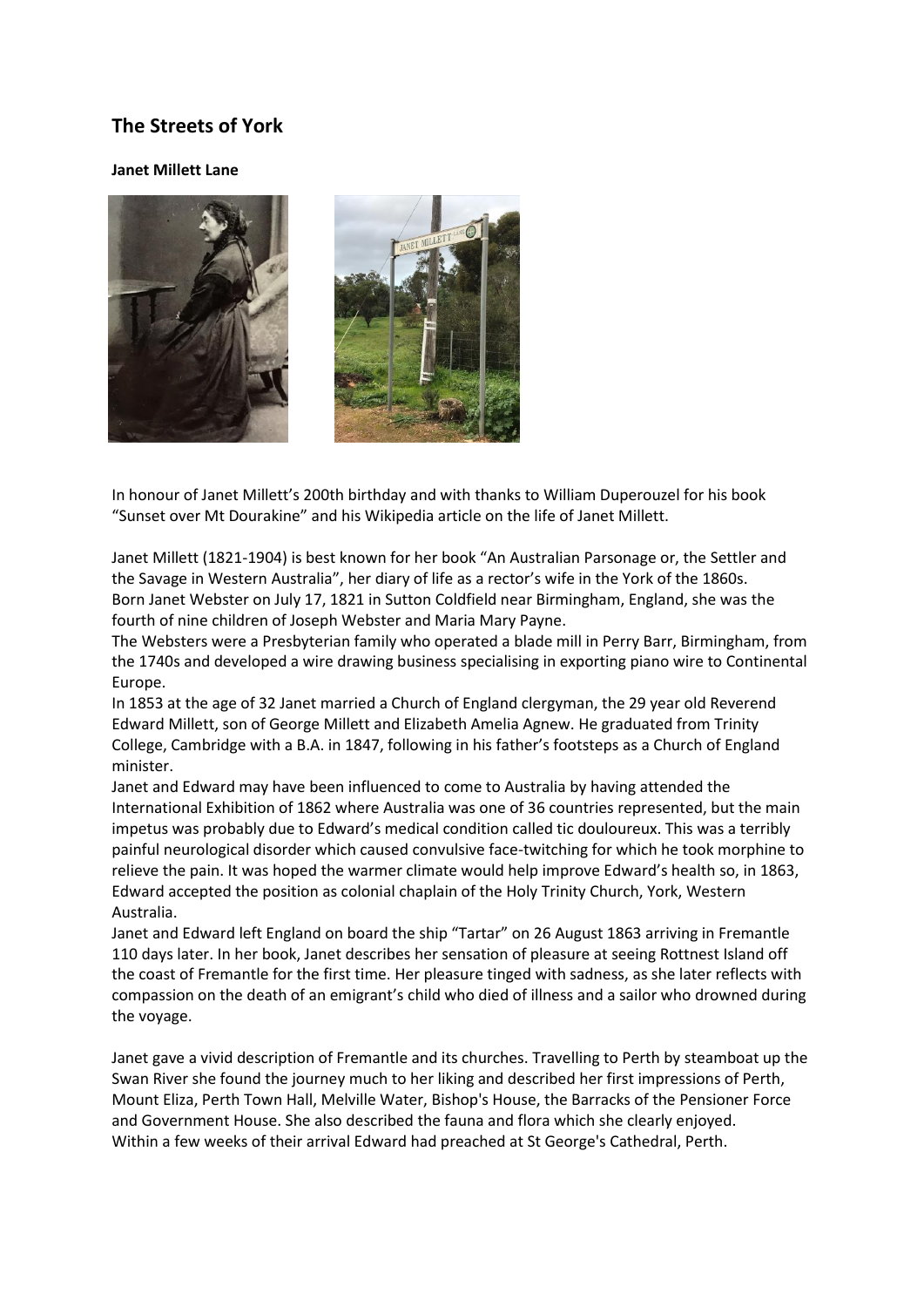# The Streets of York

**Janet Millett Lane**

In honour of Janet Millett's 200th birthday and with thanks to William Duperouzel for his book "Sunset over Mt Dourakine" and his Wikipedia article on the life of Janet Millett.

Janet Millett (1821-1904) is best known for her book "An Australian Parsonage or, the Settler and the Savage in Western Australia", her diary of life as a rector's wife in the York of the 1860s.
Born Janet Webster on July 17, 1821 in Sutton Coldfield near Birmingham, England, she was the fourth of nine children of Joseph Webster and Maria Mary Payne.
The Websters were a Presbyterian family who operated a blade mill in Perry Barr, Birmingham, from the 1740s and developed a wire drawing business specialising in exporting piano wire to Continental Europe.
In 1853 at the age of 32 Janet married a Church of England clergyman, the 29 year old Reverend Edward Millett, son of George Millett and Elizabeth Amelia Agnew. He graduated from Trinity College, Cambridge with a B.A. in 1847, following in his father's footsteps as a Church of England minister.
Janet and Edward may have been influenced to come to Australia by having attended the International Exhibition of 1862 where Australia was one of 36 countries represented, but the main impetus was probably due to Edward's medical condition called tic douloureux. This was a terribly painful neurological disorder which caused convulsive face-twitching for which he took morphine to relieve the pain. It was hoped the warmer climate would help improve Edward's health so, in 1863, Edward accepted the position as colonial chaplain of the Holy Trinity Church, York, Western Australia.
Janet and Edward left England on board the ship "Tartar" on 26 August 1863 arriving in Fremantle 110 days later. In her book, Janet describes her sensation of pleasure at seeing Rottnest Island off the coast of Fremantle for the first time. Her pleasure tinged with sadness, as she later reflects with compassion on the death of an emigrant's child who died of illness and a sailor who drowned during the voyage.

Janet gave a vivid description of Fremantle and its churches. Travelling to Perth by steamboat up the Swan River she found the journey much to her liking and described her first impressions of Perth, Mount Eliza, Perth Town Hall, Melville Water, Bishop's House, the Barracks of the Pensioner Force and Government House. She also described the fauna and flora which she clearly enjoyed.
Within a few weeks of their arrival Edward had preached at St George's Cathedral, Perth.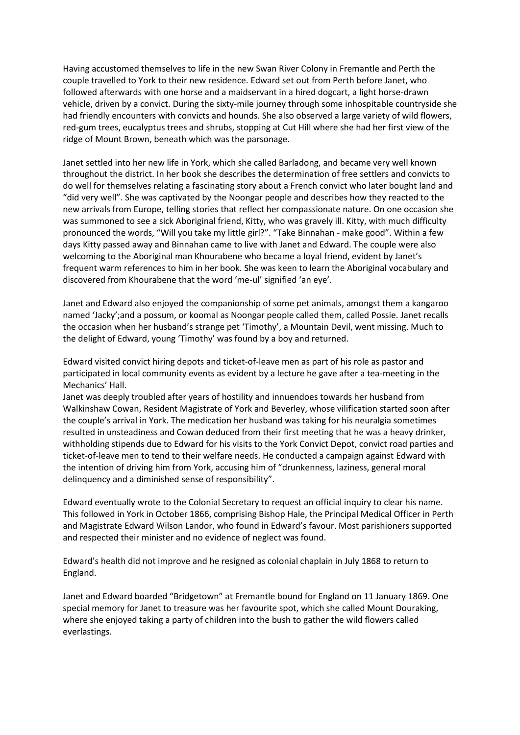Having accustomed themselves to life in the new Swan River Colony in Fremantle and Perth the couple travelled to York to their new residence. Edward set out from Perth before Janet, who followed afterwards with one horse and a maidservant in a hired dogcart, a light horse-drawn vehicle, driven by a convict. During the sixty-mile journey through some inhospitable countryside she had friendly encounters with convicts and hounds. She also observed a large variety of wild flowers, red-gum trees, eucalyptus trees and shrubs, stopping at Cut Hill where she had her first view of the ridge of Mount Brown, beneath which was the parsonage.

Janet settled into her new life in York, which she called Barladong, and became very well known throughout the district. In her book she describes the determination of free settlers and convicts to do well for themselves relating a fascinating story about a French convict who later bought land and "did very well". She was captivated by the Noongar people and describes how they reacted to the new arrivals from Europe, telling stories that reflect her compassionate nature. On one occasion she was summoned to see a sick Aboriginal friend, Kitty, who was gravely ill. Kitty, with much difficulty pronounced the words, "Will you take my little girl?". "Take Binnahan - make good". Within a few days Kitty passed away and Binnahan came to live with Janet and Edward. The couple were also welcoming to the Aboriginal man Khourabene who became a loyal friend, evident by Janet's frequent warm references to him in her book. She was keen to learn the Aboriginal vocabulary and discovered from Khourabene that the word 'me-ul' signified 'an eye'.

Janet and Edward also enjoyed the companionship of some pet animals, amongst them a kangaroo named 'Jacky';and a possum, or koomal as Noongar people called them, called Possie. Janet recalls the occasion when her husband's strange pet 'Timothy', a Mountain Devil, went missing. Much to the delight of Edward, young 'Timothy' was found by a boy and returned.

Edward visited convict hiring depots and ticket-of-leave men as part of his role as pastor and participated in local community events as evident by a lecture he gave after a tea-meeting in the Mechanics' Hall.

Janet was deeply troubled after years of hostility and innuendoes towards her husband from Walkinshaw Cowan, Resident Magistrate of York and Beverley, whose vilification started soon after the couple's arrival in York. The medication her husband was taking for his neuralgia sometimes resulted in unsteadiness and Cowan deduced from their first meeting that he was a heavy drinker, withholding stipends due to Edward for his visits to the York Convict Depot, convict road parties and ticket-of-leave men to tend to their welfare needs. He conducted a campaign against Edward with the intention of driving him from York, accusing him of "drunkenness, laziness, general moral delinquency and a diminished sense of responsibility".

Edward eventually wrote to the Colonial Secretary to request an official inquiry to clear his name. This followed in York in October 1866, comprising Bishop Hale, the Principal Medical Officer in Perth and Magistrate Edward Wilson Landor, who found in Edward's favour. Most parishioners supported and respected their minister and no evidence of neglect was found.

Edward's health did not improve and he resigned as colonial chaplain in July 1868 to return to England.

Janet and Edward boarded "Bridgetown" at Fremantle bound for England on 11 January 1869. One special memory for Janet to treasure was her favourite spot, which she called Mount Douraking, where she enjoyed taking a party of children into the bush to gather the wild flowers called everlastings.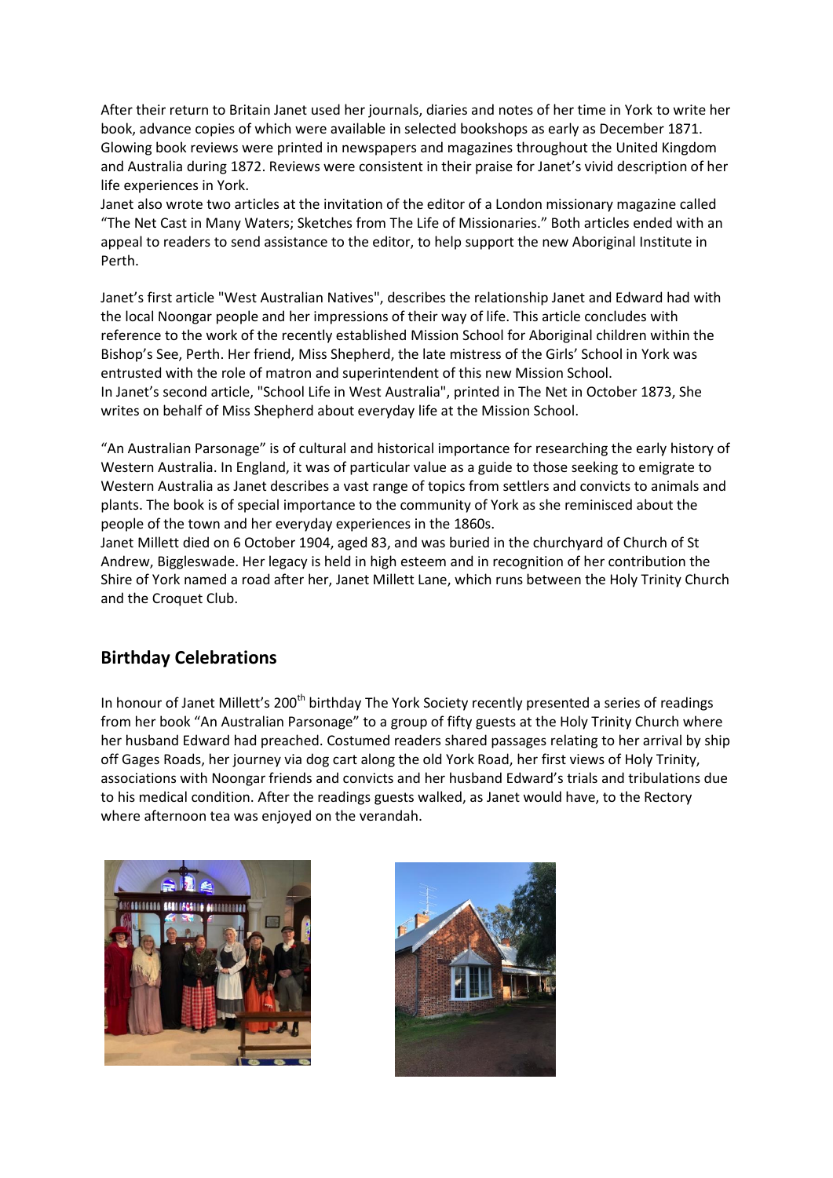After their return to Britain Janet used her journals, diaries and notes of her time in York to write her book, advance copies of which were available in selected bookshops as early as December 1871. Glowing book reviews were printed in newspapers and magazines throughout the United Kingdom and Australia during 1872. Reviews were consistent in their praise for Janet's vivid description of her life experiences in York.

Janet also wrote two articles at the invitation of the editor of a London missionary magazine called "The Net Cast in Many Waters; Sketches from The Life of Missionaries." Both articles ended with an appeal to readers to send assistance to the editor, to help support the new Aboriginal Institute in Perth.

Janet's first article "West Australian Natives", describes the relationship Janet and Edward had with the local Noongar people and her impressions of their way of life. This article concludes with reference to the work of the recently established Mission School for Aboriginal children within the Bishop's See, Perth. Her friend, Miss Shepherd, the late mistress of the Girls' School in York was entrusted with the role of matron and superintendent of this new Mission School.

In Janet's second article, "School Life in West Australia", printed in The Net in October 1873, She writes on behalf of Miss Shepherd about everyday life at the Mission School.

"An Australian Parsonage" is of cultural and historical importance for researching the early history of Western Australia. In England, it was of particular value as a guide to those seeking to emigrate to Western Australia as Janet describes a vast range of topics from settlers and convicts to animals and plants. The book is of special importance to the community of York as she reminisced about the people of the town and her everyday experiences in the 1860s.

Janet Millett died on 6 October 1904, aged 83, and was buried in the churchyard of Church of St Andrew, Biggleswade. Her legacy is held in high esteem and in recognition of her contribution the Shire of York named a road after her, Janet Millett Lane, which runs between the Holy Trinity Church and the Croquet Club.

## Birthday Celebrations

In honour of Janet Millett's 200th birthday The York Society recently presented a series of readings from her book "An Australian Parsonage" to a group of fifty guests at the Holy Trinity Church where her husband Edward had preached. Costumed readers shared passages relating to her arrival by ship off Gages Roads, her journey via dog cart along the old York Road, her first views of Holy Trinity, associations with Noongar friends and convicts and her husband Edward's trials and tribulations due to his medical condition. After the readings guests walked, as Janet would have, to the Rectory where afternoon tea was enjoyed on the verandah.